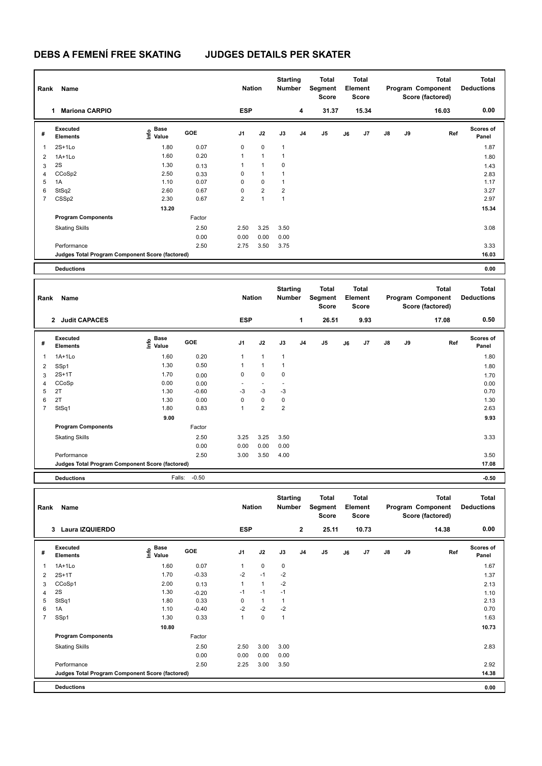# DEBS A FEMENÍ FREE SKATING JUDGES DETAILS PER SKATER

| Rank | Name | Nation | Starting Number | Total Segment Score | Total Element Score | Total Program Component Score (factored) | Total Deductions |
|---|---|---|---|---|---|---|---|
| 1 | Mariona CARPIO | ESP | 4 | 31.37 | 15.34 | 16.03 | 0.00 |

| # | Executed Elements | Info | Base Value | GOE | J1 | J2 | J3 | J4 | J5 | J6 | J7 | J8 | J9 | Ref | Scores of Panel |
|---|---|---|---|---|---|---|---|---|---|---|---|---|---|---|---|
| 1 | 2S+1Lo | | 1.80 | 0.07 | 0 | 0 | 1 | | | | | | | | 1.87 |
| 2 | 1A+1Lo | | 1.60 | 0.20 | 1 | 1 | 1 | | | | | | | | 1.80 |
| 3 | 2S | | 1.30 | 0.13 | 1 | 1 | 0 | | | | | | | | 1.43 |
| 4 | CCoSp2 | | 2.50 | 0.33 | 0 | 1 | 1 | | | | | | | | 2.83 |
| 5 | 1A | | 1.10 | 0.07 | 0 | 0 | 1 | | | | | | | | 1.17 |
| 6 | StSq2 | | 2.60 | 0.67 | 0 | 2 | 2 | | | | | | | | 3.27 |
| 7 | CSSp2 | | 2.30 | 0.67 | 2 | 1 | 1 | | | | | | | | 2.97 |
| | | | 13.20 | | | | | | | | | | | | 15.34 |
| | **Program Components** | | | Factor | | | | | | | | | | | |
| | Skating Skills | | | 2.50 | 2.50 | 3.25 | 3.50 | | | | | | | | 3.08 |
| | | | | 0.00 | 0.00 | 0.00 | 0.00 | | | | | | | | |
| | Performance | | | 2.50 | 2.75 | 3.50 | 3.75 | | | | | | | | 3.33 |
| | **Judges Total Program Component Score (factored)** | | | | | | | | | | | | | | 16.03 |
| | **Deductions** | | | | | | | | | | | | | | 0.00 |

| Rank | Name | Nation | Starting Number | Total Segment Score | Total Element Score | Total Program Component Score (factored) | Total Deductions |
|---|---|---|---|---|---|---|---|
| 2 | Judit CAPACES | ESP | 1 | 26.51 | 9.93 | 17.08 | 0.50 |

| # | Executed Elements | Info | Base Value | GOE | J1 | J2 | J3 | J4 | J5 | J6 | J7 | J8 | J9 | Ref | Scores of Panel |
|---|---|---|---|---|---|---|---|---|---|---|---|---|---|---|---|
| 1 | 1A+1Lo | | 1.60 | 0.20 | 1 | 1 | 1 | | | | | | | | 1.80 |
| 2 | SSp1 | | 1.30 | 0.50 | 1 | 1 | 1 | | | | | | | | 1.80 |
| 3 | 2S+1T | | 1.70 | 0.00 | 0 | 0 | 0 | | | | | | | | 1.70 |
| 4 | CCoSp | | 0.00 | 0.00 | - | - | - | | | | | | | | 0.00 |
| 5 | 2T | | 1.30 | -0.60 | -3 | -3 | -3 | | | | | | | | 0.70 |
| 6 | 2T | | 1.30 | 0.00 | 0 | 0 | 0 | | | | | | | | 1.30 |
| 7 | StSq1 | | 1.80 | 0.83 | 1 | 2 | 2 | | | | | | | | 2.63 |
| | | | 9.00 | | | | | | | | | | | | 9.93 |
| | **Program Components** | | | Factor | | | | | | | | | | | |
| | Skating Skills | | | 2.50 | 3.25 | 3.25 | 3.50 | | | | | | | | 3.33 |
| | | | | 0.00 | 0.00 | 0.00 | 0.00 | | | | | | | | |
| | Performance | | | 2.50 | 3.00 | 3.50 | 4.00 | | | | | | | | 3.50 |
| | **Judges Total Program Component Score (factored)** | | | | | | | | | | | | | | 17.08 |
| | **Deductions** | | Falls: | -0.50 | | | | | | | | | | | -0.50 |

| Rank | Name | Nation | Starting Number | Total Segment Score | Total Element Score | Total Program Component Score (factored) | Total Deductions |
|---|---|---|---|---|---|---|---|
| 3 | Laura IZQUIERDO | ESP | 2 | 25.11 | 10.73 | 14.38 | 0.00 |

| # | Executed Elements | Info | Base Value | GOE | J1 | J2 | J3 | J4 | J5 | J6 | J7 | J8 | J9 | Ref | Scores of Panel |
|---|---|---|---|---|---|---|---|---|---|---|---|---|---|---|---|
| 1 | 1A+1Lo | | 1.60 | 0.07 | 1 | 0 | 0 | | | | | | | | 1.67 |
| 2 | 2S+1T | | 1.70 | -0.33 | -2 | -1 | -2 | | | | | | | | 1.37 |
| 3 | CCoSp1 | | 2.00 | 0.13 | 1 | 1 | -2 | | | | | | | | 2.13 |
| 4 | 2S | | 1.30 | -0.20 | -1 | -1 | -1 | | | | | | | | 1.10 |
| 5 | StSq1 | | 1.80 | 0.33 | 0 | 1 | 1 | | | | | | | | 2.13 |
| 6 | 1A | | 1.10 | -0.40 | -2 | -2 | -2 | | | | | | | | 0.70 |
| 7 | SSp1 | | 1.30 | 0.33 | 1 | 0 | 1 | | | | | | | | 1.63 |
| | | | 10.80 | | | | | | | | | | | | 10.73 |
| | **Program Components** | | | Factor | | | | | | | | | | | |
| | Skating Skills | | | 2.50 | 2.50 | 3.00 | 3.00 | | | | | | | | 2.83 |
| | | | | 0.00 | 0.00 | 0.00 | 0.00 | | | | | | | | |
| | Performance | | | 2.50 | 2.25 | 3.00 | 3.50 | | | | | | | | 2.92 |
| | **Judges Total Program Component Score (factored)** | | | | | | | | | | | | | | 14.38 |
| | **Deductions** | | | | | | | | | | | | | | 0.00 |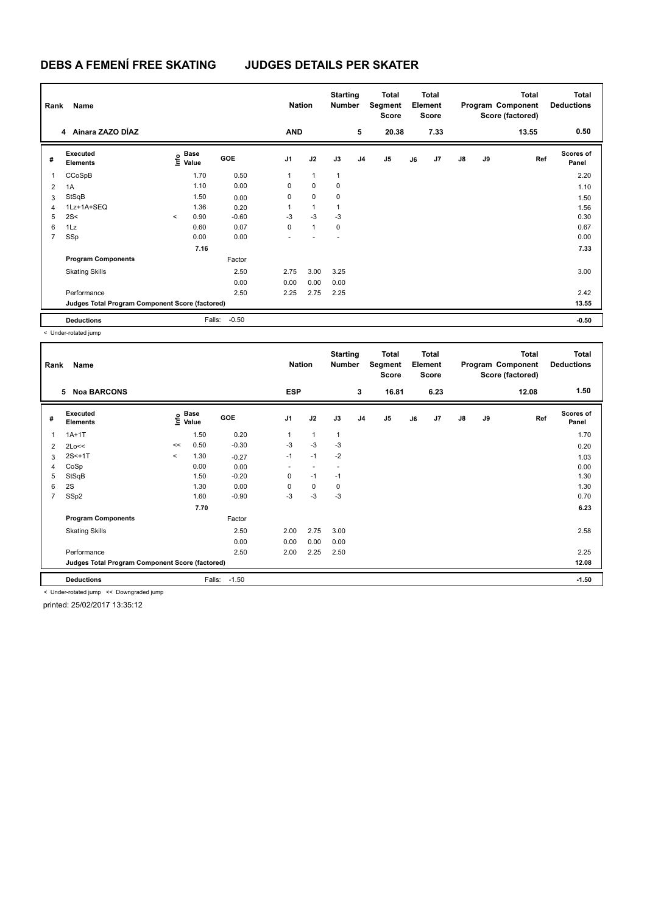# DEBS A FEMENÍ FREE SKATING JUDGES DETAILS PER SKATER

| Rank | Name | Nation | Starting Number | Total Segment Score | Total Element Score | Total Program Component Score (factored) | Total Deductions |
|---|---|---|---|---|---|---|---|
| 4 | Ainara ZAZO DÍAZ | AND | 5 | 20.38 | 7.33 | 13.55 | 0.50 |

| # | Executed Elements | Info | Base Value | GOE | J1 | J2 | J3 | J4 | J5 | J6 | J7 | J8 | J9 | Ref | Scores of Panel |
|---|---|---|---|---|---|---|---|---|---|---|---|---|---|---|---|
| 1 | CCoSpB | | 1.70 | 0.50 | 1 | 1 | 1 | | | | | | | | 2.20 |
| 2 | 1A | | 1.10 | 0.00 | 0 | 0 | 0 | | | | | | | | 1.10 |
| 3 | StSqB | | 1.50 | 0.00 | 0 | 0 | 0 | | | | | | | | 1.50 |
| 4 | 1Lz+1A+SEQ | | 1.36 | 0.20 | 1 | 1 | 1 | | | | | | | | 1.56 |
| 5 | 2S< | < | 0.90 | -0.60 | -3 | -3 | -3 | | | | | | | | 0.30 |
| 6 | 1Lz | | 0.60 | 0.07 | 0 | 1 | 0 | | | | | | | | 0.67 |
| 7 | SSp | | 0.00 | 0.00 | - | - | - | | | | | | | | 0.00 |
| | | | 7.16 | | | | | | | | | | | | 7.33 |
| | **Program Components** | | | Factor | | | | | | | | | | | |
| | Skating Skills | | | 2.50 | 2.75 | 3.00 | 3.25 | | | | | | | | 3.00 |
| | | | | 0.00 | 0.00 | 0.00 | 0.00 | | | | | | | | |
| | Performance | | | 2.50 | 2.25 | 2.75 | 2.25 | | | | | | | | 2.42 |
| | **Judges Total Program Component Score (factored)** | | | | | | | | | | | | | | 13.55 |
| | **Deductions** | | Falls: | -0.50 | | | | | | | | | | | -0.50 |

< Under-rotated jump

| Rank | Name | Nation | Starting Number | Total Segment Score | Total Element Score | Total Program Component Score (factored) | Total Deductions |
|---|---|---|---|---|---|---|---|
| 5 | Noa BARCONS | ESP | 3 | 16.81 | 6.23 | 12.08 | 1.50 |

| # | Executed Elements | Info | Base Value | GOE | J1 | J2 | J3 | J4 | J5 | J6 | J7 | J8 | J9 | Ref | Scores of Panel |
|---|---|---|---|---|---|---|---|---|---|---|---|---|---|---|---|
| 1 | 1A+1T | | 1.50 | 0.20 | 1 | 1 | 1 | | | | | | | | 1.70 |
| 2 | 2Lo<< | << | 0.50 | -0.30 | -3 | -3 | -3 | | | | | | | | 0.20 |
| 3 | 2S<+1T | < | 1.30 | -0.27 | -1 | -1 | -2 | | | | | | | | 1.03 |
| 4 | CoSp | | 0.00 | 0.00 | - | - | - | | | | | | | | 0.00 |
| 5 | StSqB | | 1.50 | -0.20 | 0 | -1 | -1 | | | | | | | | 1.30 |
| 6 | 2S | | 1.30 | 0.00 | 0 | 0 | 0 | | | | | | | | 1.30 |
| 7 | SSp2 | | 1.60 | -0.90 | -3 | -3 | -3 | | | | | | | | 0.70 |
| | | | 7.70 | | | | | | | | | | | | 6.23 |
| | **Program Components** | | | Factor | | | | | | | | | | | |
| | Skating Skills | | | 2.50 | 2.00 | 2.75 | 3.00 | | | | | | | | 2.58 |
| | | | | 0.00 | 0.00 | 0.00 | 0.00 | | | | | | | | |
| | Performance | | | 2.50 | 2.00 | 2.25 | 2.50 | | | | | | | | 2.25 |
| | **Judges Total Program Component Score (factored)** | | | | | | | | | | | | | | 12.08 |
| | **Deductions** | | Falls: | -1.50 | | | | | | | | | | | -1.50 |

< Under-rotated jump << Downgraded jump

printed: 25/02/2017 13:35:12